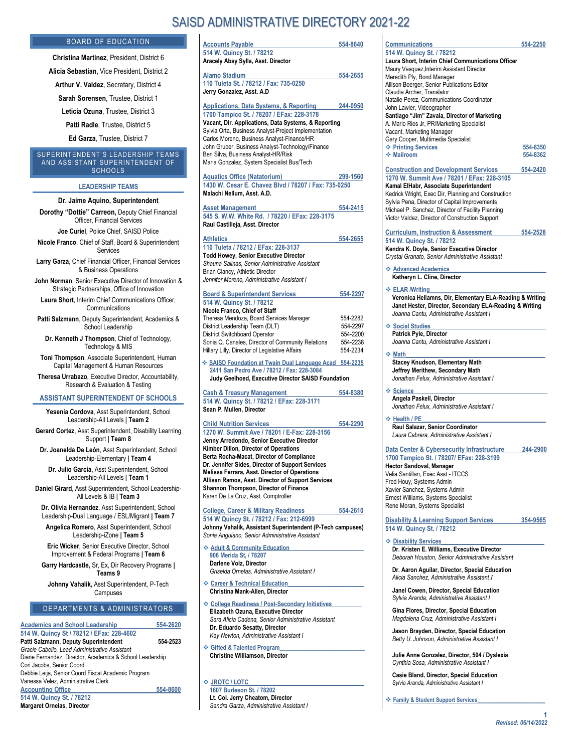// Convert to clean markdown
# SAISD ADMINISTRATIVE DIRECTORY 2021-22

## BOARD OF EDUCATION

**Christina Martinez**, President, District 6

**Alicia Sebastian,** Vice President, District 2

**Arthur V. Valdez**, Secretary, District 4

**Sarah Sorensen**, Trustee, District 1

**Leticia Ozuna**, Trustee, District 3

**Patti Radle**, Trustee, District 5

**Ed Garza**, Trustee, District 7

## SUPERINTENDENT'S LEADERSHIP TEAMS AND ASSISTANT SUPERINTENDENT OF SCHOOLS

### LEADERSHIP TEAMS

**Dr. Jaime Aquino, Superintendent**

**Dorothy "Dottie" Carreon,** Deputy Chief Financial Officer, Financial Services

**Joe Curiel**, Police Chief, SAISD Police

**Nicole Franco**, Chief of Staff, Board & Superintendent Services

**Larry Garza**, Chief Financial Officer, Financial Services & Business Operations

**John Norman**, Senior Executive Director of Innovation & Strategic Partnerships, Office of Innovation

**Laura Short**, Interim Chief Communications Officer, Communications

**Patti Salzmann**, Deputy Superintendent, Academics & School Leadership

**Dr. Kenneth J Thompson**, Chief of Technology, Technology & MIS

**Toni Thompson**, Associate Superintendent, Human Capital Management & Human Resources

**Theresa Urrabazo**, Executive Director, Accountability, Research & Evaluation & Testing

### ASSISTANT SUPERINTENDENT OF SCHOOLS

**Yesenia Cordova**, Asst Superintendent, School Leadership-All Levels **| Team 2**

**Gerard Cortez**, Asst Superintendent, Disability Learning Support **| Team 8**

**Dr. Joanelda De León**, Asst Superintendent, School Leadership-Elementary **| Team 4**

**Dr. Julio Garcia,** Asst Superintendent, School Leadership-All Levels **| Team 1**

**Daniel Girard**, Asst Superintendent, School Leadership-All Levels & IB **| Team 3**

**Dr. Olivia Hernandez**, Asst Superintendent, School Leadership-Dual Language / ESL/Migrant **| Team 7**

**Angelica Romero**, Asst Superintendent, School Leadership-iZone **| Team 5**

**Eric Wicker**, Senior Executive Director, School Improvement & Federal Programs **| Team 6**

**Garry Hardcastle,** Sr, Ex, Dir Recovery Programs **| Teams 9**

**Johnny Vahalik,** Asst Superintendent, P-Tech Campuses

## DEPARTMENTS & ADMINISTRATORS

**Academics and School Leadership** 554-2620
514 W. Quincy St / 78212 / EFax: 228-4602
**Patti Salzmann, Deputy Superintendent** 554-2523
*Gracie Cabello, Lead Administrative Assistant*
Diane Fernandez, Director, Academics & School Leadership
Cori Jacobs, Senior Coord
Debbie Leija, Senior Coord Fiscal Academic Program
Vanessa Velez, Administrative Clerk

**Accounting Office** 554-8600
514 W. Quincy St. / 78212
**Margaret Ornelas, Director**

**Accounts Payable** 554-8640
514 W. Quincy St. / 78212
**Aracely Absy Sylla, Asst. Director**

**Alamo Stadium** 554-2655
110 Tuleta St. / 78212 / Fax: 735-0250
**Jerry Gonzalez, Asst. A.D**

**Applications, Data Systems, & Reporting** 244-0950
1700 Tampico St. / 78207 / EFax: 228-3178
**Vacant, Dir. Applications, Data Systems, & Reporting**
Sylvia Orta, Business Analyst-Project Implementation
Carlos Moreno, Business Analyst-Finance/HR
John Gruber, Business Analyst-Technology/Finance
Ben Silva, Business Analyst-HR/Risk
Maria Gonzalez, System Specialist Bus/Tech

**Aquatics Office (Natatorium)** 299-1560
1430 W. Cesar E. Chavez Blvd / 78207 / Fax: 735-0250
**Malachi Nellum, Asst. A.D.**

**Asset Management** 554-2415
545 S. W.W. White Rd. / 78220 / EFax: 228-3175
**Raul Castilleja, Asst. Director**

**Athletics** 554-2655
110 Tuleta / 78212 / EFax: 228-3137
**Todd Howey, Senior Executive Director**
*Shauna Salinas, Senior Administrative Assistant*
Brian Clancy, Athletic Director
*Jennifer Moreno, Administrative Assistant I*

**Board & Superintendent Services** 554-2297
514 W. Quincy St. / 78212
**Nicole Franco, Chief of Staff**
Theresa Mendoza, Board Services Manager 554-2282
District Leadership Team (DLT) 554-2297
District Switchboard Operator 554-2200
Sonia Q. Canales, Director of Community Relations 554-2238
Hillary Lilly, Director of Legislative Affairs 554-2234

- **SAISD Foundation at Twain Dual Language Acad** 554-2235
  2411 San Pedro Ave / 78212 / Fax: 228-3084
  **Judy Geelhoed, Executive Director SAISD Foundation**

**Cash & Treasury Management** 554-8380
514 W. Quincy St. / 78212 / EFax: 228-3171
**Sean P. Mullen, Director**

**Child Nutrition Services** 554-2290
1270 W. Summit Ave / 78201 / E-Fax: 228-3156
**Jenny Arredondo, Senior Executive Director**
**Kimber Dillon, Director of Operations**
**Berta Rocha-Macat, Director of Compliance**
**Dr. Jennifer Sides, Director of Support Services**
**Melissa Ferrara, Asst. Director of Operations**
**Allisan Ramos, Asst. Director of Support Services**
**Shannon Thompson, Director of Finance**
Karen De La Cruz, Asst. Comptroller

**College, Career & Military Readiness** 554-2610
514 W Quincy St. / 78212 / Fax: 212-6999
**Johnny Vahalik, Assistant Superintendent (P-Tech campuses)**
*Sonia Anguiano, Senior Administrative Assistant*

- **Adult & Community Education**
  906 Merida St, / 78207
  **Darlene Volz, Director**
  *Griselda Ornelas, Administrative Assistant I*
- **Career & Technical Education**
  **Christina Mank-Allen, Director**
- **College Readiness / Post-Secondary Initiatives**
  **Elizabeth Ozuna, Executive Director**
  *Sara Alicia Cadena, Senior Administrative Assistant*
  **Dr. Eduardo Sesatty, Director**
  *Kay Newton, Administrative Assistant I*
- **Gifted & Talented Program**
  **Christine Williamson, Director**
- **JROTC / LOTC**
  1607 Burleson St. / 78202
  **Lt. Col. Jerry Cheatom, Director**
  *Sandra Garza, Administrative Assistant I*

**Communications** 554-2250
514 W. Quincy St. / 78212
**Laura Short, Interim Chief Communications Officer**
Maury Vasquez,Interim Assistant Director
Meredith Ply, Bond Manager
Allison Boerger, Senior Publications Editor
Claudia Archer, Translator
Natalie Perez, Communications Coordinator
John Lawler, Videographer
**Santiago "Jim" Zavala, Director of Marketing**
A. Mario Rios Jr, PR/Marketing Specialist
Vacant, Marketing Manager
Gary Cooper, Multimedia Specialist

- **Printing Services** 554-8350
- **Mailroom** 554-8362

**Construction and Development Services** 554-2420
1270 W. Summit Ave / 78201 / EFax: 228-3105
**Kamal ElHabr, Associate Superintendent**
Kedrick Wright, Exec Dir, Planning and Construction
Sylvia Pena, Director of Capital Improvements
Michael P. Sanchez, Director of Facility Planning
Victor Valdez, Director of Construction Support

**Curriculum, Instruction & Assessment** 554-2528
514 W. Quincy St. / 78212
**Kendra K. Doyle, Senior Executive Director**
*Crystal Granato, Senior Administrative Assistant*

- **Advanced Academics**
  **Katheryn L. Cline, Director**
- **ELAR /Writing**
  **Veronica Hellamns, Dir, Elementary ELA-Reading & Writing**
  **Janet Hester, Director, Secondary ELA-Reading & Writing**
  *Joanna Cantu, Administrative Assistant I*
- **Social Studies**
  **Patrick Pyle, Director**
  *Joanna Cantu, Administrative Assistant I*
- **Math**
  **Stacey Knudson, Elementary Math**
  **Jeffrey Merithew, Secondary Math**
  *Jonathan Felux, Administrative Assistant I*
- **Science**
  **Angela Paskell, Director**
  *Jonathan Felux, Administrative Assistant I*
- **Health / PE**
  **Raul Salazar, Senior Coordinator**
  *Laura Cabrera, Administrative Assistant I*

**Data Center & Cybersecurity Infrastructure** 244-2900
1700 Tampico St. / 78207/ EFax: 228-3199
**Hector Sandoval, Manager**
Velia Santillan, Exec Asst - ITCCS
Fred Houy, Systems Admin
Xavier Sanchez, Systems Admin
Ernest Williams, Systems Specialist
Rene Moran, Systems Specialist

**Disability & Learning Support Services** 354-9565
514 W. Quincy St. / 78212

- **Disability Services**
  **Dr. Kristen E. Williams, Executive Director**
  *Deborah Houston, Senior Administrative Assistant*

  **Dr. Aaron Aguilar, Director, Special Education**
  *Alicia Sanchez, Administrative Assistant I*

  **Janel Cowen, Director, Special Education**
  *Sylvia Aranda, Administrative Assistant I*

  **Gina Flores, Director, Special Education**
  *Magdalena Cruz, Administrative Assistant I*

  **Jason Brayden, Director, Special Education**
  *Betty U. Johnson, Administrative Assistant I*

  **Julie Anne Gonzalez, Director, 504 / Dyslexia**
  *Cynthia Sosa, Administrative Assistant I*

  **Casie Bland, Director, Special Education**
  *Sylvia Aranda, Administrative Assistant I*

- **Family & Student Support Services**

*Revised: 06/14/2022*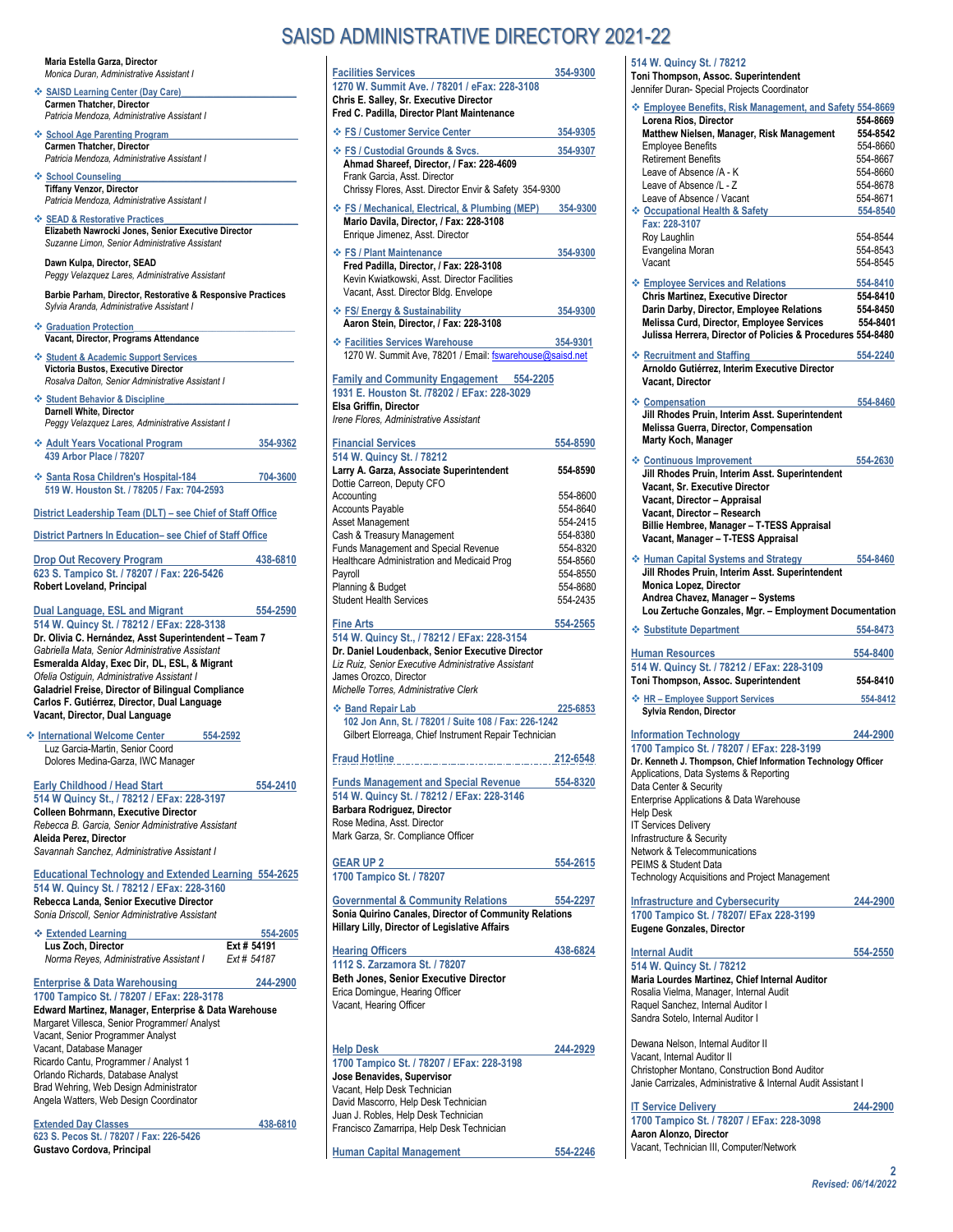# SAISD ADMINISTRATIVE DIRECTORY 2021-22

**Maria Estella Garza, Director**
*Monica Duran, Administrative Assistant I*

❖ **SAISD Learning Center (Day Care)**
**Carmen Thatcher, Director**
*Patricia Mendoza, Administrative Assistant I*

❖ **School Age Parenting Program**
**Carmen Thatcher, Director**
*Patricia Mendoza, Administrative Assistant I*

❖ **School Counseling**
**Tiffany Venzor, Director**
*Patricia Mendoza, Administrative Assistant I*

❖ **SEAD & Restorative Practices**
**Elizabeth Nawrocki Jones, Senior Executive Director**
*Suzanne Limon, Senior Administrative Assistant*

**Dawn Kulpa, Director, SEAD**
*Peggy Velazquez Lares, Administrative Assistant*

**Barbie Parham, Director, Restorative & Responsive Practices**
*Sylvia Aranda, Administrative Assistant I*

❖ **Graduation Protection**
**Vacant, Director, Programs Attendance**

❖ **Student & Academic Support Services**
**Victoria Bustos, Executive Director**
*Rosalva Dalton, Senior Administrative Assistant I*

❖ **Student Behavior & Discipline**
**Darnell White, Director**
*Peggy Velazquez Lares, Administrative Assistant I*

❖ **Adult Years Vocational Program** — 354-9362
**439 Arbor Place / 78207**

❖ **Santa Rosa Children's Hospital-184** — 704-3600
**519 W. Houston St. / 78205 / Fax: 704-2593**

**District Leadership Team (DLT) – see Chief of Staff Office**

**District Partners In Education– see Chief of Staff Office**

## Drop Out Recovery Program — 438-6810
**623 S. Tampico St. / 78207 / Fax: 226-5426**
**Robert Loveland, Principal**

## Dual Language, ESL and Migrant — 554-2590
**514 W. Quincy St. / 78212 / EFax: 228-3138**
**Dr. Olivia C. Hernández, Asst Superintendent – Team 7**
*Gabriella Mata, Senior Administrative Assistant*
**Esmeralda Alday, Exec Dir, DL, ESL, & Migrant**
*Ofelia Ostiguin, Administrative Assistant I*
**Galadriel Freise, Director of Bilingual Compliance**
**Carlos F. Gutiérrez, Director, Dual Language**
**Vacant, Director, Dual Language**

❖ **International Welcome Center** — 554-2592
Luz Garcia-Martin, Senior Coord
Dolores Medina-Garza, IWC Manager

## Early Childhood / Head Start — 554-2410
**514 W Quincy St., / 78212 / EFax: 228-3197**
**Colleen Bohrmann, Executive Director**
*Rebecca B. Garcia, Senior Administrative Assistant*
**Aleida Perez, Director**
*Savannah Sanchez, Administrative Assistant I*

## Educational Technology and Extended Learning — 554-2625
**514 W. Quincy St. / 78212 / EFax: 228-3160**
**Rebecca Landa, Senior Executive Director**
*Sonia Driscoll, Senior Administrative Assistant*

❖ **Extended Learning** — 554-2605
**Lus Zoch, Director** — **Ext # 54191**
*Norma Reyes, Administrative Assistant I* — *Ext # 54187*

## Enterprise & Data Warehousing — 244-2900
**1700 Tampico St. / 78207 / EFax: 228-3178**
**Edward Martinez, Manager, Enterprise & Data Warehouse**
Margaret Villesca, Senior Programmer/ Analyst
Vacant, Senior Programmer Analyst
Vacant, Database Manager
Ricardo Cantu, Programmer / Analyst 1
Orlando Richards, Database Analyst
Brad Wehring, Web Design Administrator
Angela Watters, Web Design Coordinator

## Extended Day Classes — 438-6810
**623 S. Pecos St. / 78207 / Fax: 226-5426**
**Gustavo Cordova, Principal**

## Facilities Services — 354-9300
**1270 W. Summit Ave. / 78201 / eFax: 228-3108**
**Chris E. Salley, Sr. Executive Director**
**Fred C. Padilla, Director Plant Maintenance**

❖ **FS / Customer Service Center** — 354-9305

❖ **FS / Custodial Grounds & Svcs.** — 354-9307
**Ahmad Shareef, Director, / Fax: 228-4609**
Frank Garcia, Asst. Director
Chrissy Flores, Asst. Director Envir & Safety 354-9300

❖ **FS / Mechanical, Electrical, & Plumbing (MEP)** — 354-9300
**Mario Davila, Director, / Fax: 228-3108**
Enrique Jimenez, Asst. Director

❖ **FS / Plant Maintenance** — 354-9300
**Fred Padilla, Director, / Fax: 228-3108**
Kevin Kwiatkowski, Asst. Director Facilities
Vacant, Asst. Director Bldg. Envelope

❖ **FS/ Energy & Sustainability** — 354-9300
**Aaron Stein, Director, / Fax: 228-3108**

❖ **Facilities Services Warehouse** — 354-9301
1270 W. Summit Ave, 78201 / Email: fswarehouse@saisd.net

## Family and Community Engagement — 554-2205
**1931 E. Houston St. /78202 / EFax: 228-3029**
**Elsa Griffin, Director**
*Irene Flores, Administrative Assistant*

## Financial Services — 554-8590
**514 W. Quincy St. / 78212**

| | |
|---|---|
| **Larry A. Garza, Associate Superintendent** | **554-8590** |
| Dottie Carreon, Deputy CFO | |
| Accounting | 554-8600 |
| Accounts Payable | 554-8640 |
| Asset Management | 554-2415 |
| Cash & Treasury Management | 554-8380 |
| Funds Management and Special Revenue | 554-8320 |
| Healthcare Administration and Medicaid Prog | 554-8560 |
| Payroll | 554-8550 |
| Planning & Budget | 554-8680 |
| Student Health Services | 554-2435 |

## Fine Arts — 554-2565
**514 W. Quincy St., / 78212 / EFax: 228-3154**
**Dr. Daniel Loudenback, Senior Executive Director**
*Liz Ruiz, Senior Executive Administrative Assistant*
James Orozco, Director
*Michelle Torres, Administrative Clerk*

❖ **Band Repair Lab** — 225-6853
**102 Jon Ann, St. / 78201 / Suite 108 / Fax: 226-1242**
Gilbert Elorreaga, Chief Instrument Repair Technician

## Fraud Hotline — 212-6548

## Funds Management and Special Revenue — 554-8320
**514 W. Quincy St. / 78212 / EFax: 228-3146**
**Barbara Rodriguez, Director**
Rose Medina, Asst. Director
Mark Garza, Sr. Compliance Officer

## GEAR UP 2 — 554-2615
**1700 Tampico St. / 78207**

## Governmental & Community Relations — 554-2297
**Sonia Quirino Canales, Director of Community Relations**
**Hillary Lilly, Director of Legislative Affairs**

## Hearing Officers — 438-6824
**1112 S. Zarzamora St. / 78207**
**Beth Jones, Senior Executive Director**
Erica Domingue, Hearing Officer
Vacant, Hearing Officer

## Help Desk — 244-2929
**1700 Tampico St. / 78207 / EFax: 228-3198**
**Jose Benavides, Supervisor**
Vacant, Help Desk Technician
David Mascorro, Help Desk Technician
Juan J. Robles, Help Desk Technician
Francisco Zamarripa, Help Desk Technician

## Human Capital Management — 554-2246
**514 W. Quincy St. / 78212**
**Toni Thompson, Assoc. Superintendent**
Jennifer Duran- Special Projects Coordinator

❖ **Employee Benefits, Risk Management, and Safety** — 554-8669

| | |
|---|---|
| **Lorena Rios, Director** | **554-8669** |
| **Matthew Nielsen, Manager, Risk Management** | **554-8542** |
| Employee Benefits | 554-8660 |
| Retirement Benefits | 554-8667 |
| Leave of Absence /A - K | 554-8660 |
| Leave of Absence /L - Z | 554-8678 |
| Leave of Absence / Vacant | 554-8671 |

❖ **Occupational Health & Safety** — 554-8540
**Fax: 228-3107**

| | |
|---|---|
| Roy Laughlin | 554-8544 |
| Evangelina Moran | 554-8543 |
| Vacant | 554-8545 |

❖ **Employee Services and Relations** — 554-8410

| | |
|---|---|
| **Chris Martinez, Executive Director** | **554-8410** |
| **Darin Darby, Director, Employee Relations** | **554-8450** |
| **Melissa Curd, Director, Employee Services** | **554-8401** |
| **Julissa Herrera, Director of Policies & Procedures** | **554-8480** |

❖ **Recruitment and Staffing** — 554-2240
**Arnoldo Gutiérrez, Interim Executive Director**
**Vacant, Director**

❖ **Compensation** — 554-8460
**Jill Rhodes Pruin, Interim Asst. Superintendent**
**Melissa Guerra, Director, Compensation**
**Marty Koch, Manager**

❖ **Continuous Improvement** — 554-2630
**Jill Rhodes Pruin, Interim Asst. Superintendent**
**Vacant, Sr. Executive Director**
**Vacant, Director – Appraisal**
**Vacant, Director – Research**
**Billie Hembree, Manager – T-TESS Appraisal**
**Vacant, Manager – T-TESS Appraisal**

❖ **Human Capital Systems and Strategy** — 554-8460
**Jill Rhodes Pruin, Interim Asst. Superintendent**
**Monica Lopez, Director**
**Andrea Chavez, Manager – Systems**
**Lou Zertuche Gonzales, Mgr. – Employment Documentation**

❖ **Substitute Department** — 554-8473

## Human Resources — 554-8400
**514 W. Quincy St. / 78212 / EFax: 228-3109**
**Toni Thompson, Assoc. Superintendent** — **554-8410**

❖ **HR – Employee Support Services** — 554-8412
**Sylvia Rendon, Director**

## Information Technology — 244-2900
**1700 Tampico St. / 78207 / EFax: 228-3199**
**Dr. Kenneth J. Thompson, Chief Information Technology Officer**
Applications, Data Systems & Reporting
Data Center & Security
Enterprise Applications & Data Warehouse
Help Desk
IT Services Delivery
Infrastructure & Security
Network & Telecommunications
PEIMS & Student Data
Technology Acquisitions and Project Management

## Infrastructure and Cybersecurity — 244-2900
**1700 Tampico St. / 78207/ EFax 228-3199**
**Eugene Gonzales, Director**

## Internal Audit — 554-2550
**514 W. Quincy St. / 78212**
**Maria Lourdes Martinez, Chief Internal Auditor**
Rosalia Vielma, Manager, Internal Audit
Raquel Sanchez, Internal Auditor I
Sandra Sotelo, Internal Auditor I

Dewana Nelson, Internal Auditor II
Vacant, Internal Auditor II
Christopher Montano, Construction Bond Auditor
Janie Carrizales, Administrative & Internal Audit Assistant I

## IT Service Delivery — 244-2900
**1700 Tampico St. / 78207 / EFax: 228-3098**
**Aaron Alonzo, Director**
Vacant, Technician III, Computer/Network

*Revised: 06/14/2022*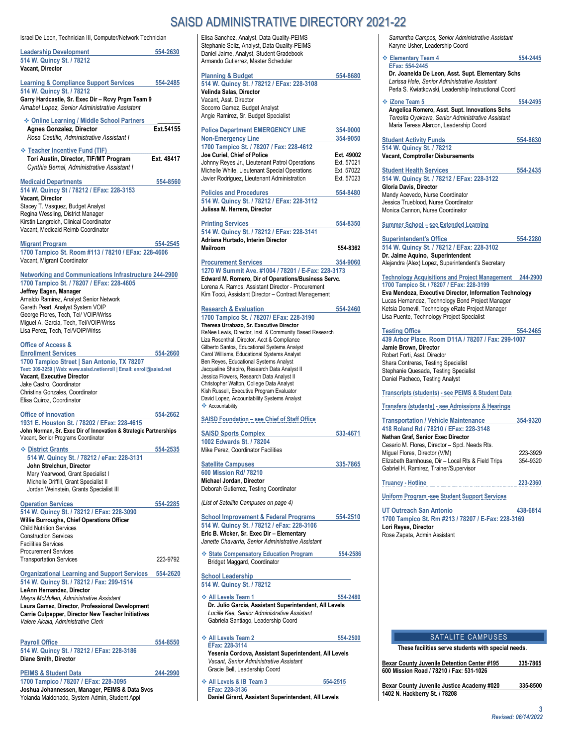# SAISD ADMINISTRATIVE DIRECTORY 2021-22

Israel De Leon, Technician III, Computer/Network Technician

**Leadership Development** 554-2630
**514 W. Quincy St. / 78212**
**Vacant, Director**

**Learning & Compliance Support Services** 554-2485
**514 W. Quincy St. / 78212**
**Garry Hardcastle, Sr. Exec Dir – Rcvy Prgm Team 9**
*Amabel Lopez, Senior Administrative Assistant*

❖ **Online Learning / Middle School Partners**
**Agnes Gonzalez, Director** **Ext.54155**
*Rosa Castillo, Administrative Assistant I*

❖ **Teacher Incentive Fund (TIF)**
**Tori Austin, Director, TIF/MT Program** **Ext. 48417**
*Cynthia Bernal, Administrative Assistant I*

**Medicaid Departments** 554-8560
**514 W. Quincy St / 78212 / EFax: 228-3153**
**Vacant, Director**
Stacey T. Vasquez, Budget Analyst
Regina Wessling, District Manager
Kirstin Langreich, Clinical Coordinator
Vacant, Medicaid Reimb Coordinator

**Migrant Program** 554-2545
**1700 Tampico St. Room #113 / 78210 / EFax: 228-4606**
Vacant, Migrant Coordinator

**Networking and Communications Infrastructure** 244-2900
**1700 Tampico St. / 78207 / EFax: 228-4605**
**Jeffrey Eagen, Manager**
Arnaldo Ramirez, Analyst Senior Network
Gareth Peart, Analyst System VOIP
George Flores, Tech, Tel/ VOIP/Wrlss
Miguel A. Garcia, Tech, Tel/VOIP/Wrlss
Lisa Perez, Tech, Tel/VOIP/Wrlss

**Office of Access & Enrollment Services** 554-2660
**1700 Tampico Street | San Antonio, TX 78207**
**Text: 309-3259 | Web: www.saisd.net/enroll | Email: enroll@saisd.net**
**Vacant, Executive Director**
Jake Castro, Coordinator
Christina Gonzales, Coordinator
Elisa Quiroz, Coordinator

**Office of Innovation** 554-2662
**1931 E. Houston St. / 78202 / EFax: 228-4615**
**John Norman, Sr. Exec Dir of Innovation & Strategic Partnerships**
Vacant, Senior Programs Coordinator

❖ **District Grants** 554-2535
**514 W. Quincy St. / 78212 / eFax: 228-3131**
**John Strelchun, Director**
Mary Yearwood, Grant Specialist I
Michelle Driffill, Grant Specialist II
Jordan Weinstein, Grants Specialist III

**Operation Services** 554-2285
**514 W. Quincy St. / 78212 / EFax: 228-3090**
**Willie Burroughs, Chief Operations Officer**
Child Nutrition Services
Construction Services
Facilities Services
Procurement Services
Transportation Services 223-9792

**Organizational Learning and Support Services** 554-2620
**514 W. Quincy St. / 78212 / Fax: 299-1514**
**LeAnn Hernandez, Director**
*Mayra McMullen, Administrative Assistant*
**Laura Gamez, Director, Professional Development**
**Carrie Culpepper, Director New Teacher Initiatives**
*Valere Alcala, Administrative Clerk*

**Payroll Office** 554-8550
**514 W. Quincy St. / 78212 / EFax: 228-3186**
**Diane Smith, Director**

**PEIMS & Student Data** 244-2990
**1700 Tampico / 78207 / EFax: 228-3095**
**Joshua Johannessen, Manager, PEIMS & Data Svcs**
Yolanda Maldonado, System Admin, Student Appl
Elisa Sanchez, Analyst, Data Quality-PEIMS
Stephanie Soliz, Analyst, Data Quality-PEIMS
Daniel Jaime, Analyst, Student Gradebook
Armando Gutierrez, Master Scheduler

**Planning & Budget** 554-8680
**514 W. Quincy St. / 78212 / EFax: 228-3108**
**Velinda Salas, Director**
Vacant, Asst. Director
Socorro Gamez, Budget Analyst
Angie Ramirez, Sr. Budget Specialist

**Police Department EMERGENCY LINE** 354-9000
**Non-Emergency Line** 354-9050
**1700 Tampico St. / 78207 / Fax: 228-4612**
**Joe Curiel, Chief of Police** **Ext. 49002**
Johnny Reyes Jr., Lieutenant Patrol Operations Ext. 57021
Michelle White, Lieutenant Special Operations Ext. 57022
Javier Rodriguez, Lieutenant Administration Ext. 57023

**Policies and Procedures** 554-8480
**514 W. Quincy St. / 78212 / EFax: 228-3112**
**Julissa M. Herrera, Director**

**Printing Services** 554-8350
**514 W. Quincy St. / 78212 / EFax: 228-3141**
**Adriana Hurtado, Interim Director**
**Mailroom** **554-8362**

**Procurement Services** 354-9060
**1270 W Summit Ave. #1004 / 78201 / E-Fax: 228-3173**
**Edward M. Romero, Dir of Operations/Business Servc.**
Lorena A. Ramos, Assistant Director - Procurement
Kim Tocci, Assistant Director – Contract Management

**Research & Evaluation** 554-2460
**1700 Tampico St. / 78207/ EFax: 228-3190**
**Theresa Urrabazo, Sr. Executive Director**
ReNee Lewis, Director, Inst. & Community Based Research
Liza Rosenthal, Director. Acct & Compliance
Gilberto Santos, Educational Systems Analyst
Carol Williams, Educational Systems Analyst
Ben Reyes, Educational Systems Analyst
Jacqueline Shapiro, Research Data Analyst II
Jessica Flowers, Research Data Analyst II
Christopher Walton, College Data Analyst
Kish Russell, Executive Program Evaluator
David Lopez, Accountability Systems Analyst
❖ Accountability

**SAISD Foundation – see Chief of Staff Office**

**SAISD Sports Complex** 533-4671
**1002 Edwards St. / 78204**
Mike Perez, Coordinator Facilities

**Satellite Campuses** 335-7865
**600 Mission Rd/ 78210**
**Michael Jordan, Director**
Deborah Gutierrez, Testing Coordinator

*(List of Satellite Campuses on page 4)*

**School Improvement & Federal Programs** 554-2510
**514 W. Quincy St. / 78212 / eFax: 228-3106**
**Eric B. Wicker, Sr. Exec Dir – Elementary**
*Janette Chavarria, Senior Administrative Assistant*

❖ **State Compensatory Education Program** 554-2586
Bridget Maggard, Coordinator

**School Leadership**
**514 W. Quincy St. / 78212**

❖ **All Levels Team 1** 554-2480
**Dr. Julio Garcia, Assistant Superintendent, All Levels**
*Lucille Kee, Senior Administrative Assistant*
Gabriela Santiago, Leadership Coord

❖ **All Levels Team 2** 554-2500
**EFax: 228-3114**
**Yesenia Cordova, Assistant Superintendent, All Levels**
*Vacant, Senior Administrative Assistant*
Gracie Bell, Leadership Coord

❖ **All Levels & IB Team 3** 554-2515
**EFax: 228-3136**
**Daniel Girard, Assistant Superintendent, All Levels**
*Samantha Campos, Senior Administrative Assistant*
Karyne Usher, Leadership Coord

❖ **Elementary Team 4** 554-2445
**EFax: 554-2445**
**Dr. Joanelda De Leon, Asst. Supt. Elementary Schs**
*Larissa Hale, Senior Administrative Assistant*
Perla S. Kwiatkowski, Leadership Instructional Coord

❖ **iZone Team 5** 554-2495
**Angelica Romero, Asst. Supt. Innovations Schs**
*Teresita Oyakawa, Senior Administrative Assistant*
Maria Teresa Alarcon, Leadership Coord

**Student Activity Funds** 554-8630
**514 W. Quincy St. / 78212**
**Vacant, Comptroller Disbursements**

**Student Health Services** 554-2435
**514 W. Quincy St. / 78212 / EFax: 228-3122**
**Gloria Davis, Director**
Mandy Acevedo, Nurse Coordinator
Jessica Trueblood, Nurse Coordinator
Monica Cannon, Nurse Coordinator

**Summer School – see Extended Learning**

**Superintendent's Office** 554-2280
**514 W. Quincy St. / 78212 / EFax: 228-3102**
**Dr. Jaime Aquino, Superintendent**
Alejandra (Alex) Lopez, Superintendent's Secretary

**Technology Acquisitions and Project Management** 244-2900
**1700 Tampico St. / 78207 / EFax: 228-3199**
**Eva Mendoza, Executive Director, Information Technology**
Lucas Hernandez, Technology Bond Project Manager
Ketsia Dornevil, Technology eRate Project Manager
Lisa Puente, Technology Project Specialist

**Testing Office** 554-2465
**439 Arbor Place. Room D11A / 78207 / Fax: 299-1007**
**Jamie Brown, Director**
Robert Forti, Asst. Director
Shara Contreras, Testing Specialist
Stephanie Quesada, Testing Specialist
Daniel Pacheco, Testing Analyst

**Transcripts (students) - see PEIMS & Student Data**

**Transfers (students) - see Admissions & Hearings**

**Transportation / Vehicle Maintenance** 354-9320
**418 Roland Rd / 78210 / EFax: 228-3148**
**Nathan Graf, Senior Exec Director**
Cesario M. Flores, Director – Spcl. Needs Rts.
Miguel Flores, Director (V/M) 223-3929
Elizabeth Barnhouse, Dir – Local Rts & Field Trips 354-9320
Gabriel H. Ramirez, Trainer/Supervisor

**Truancy - Hotline** 223-2360

**Uniform Program -see Student Support Services**

**UT Outreach San Antonio** 438-6814
**1700 Tampico St. Rm #213 / 78207 / E-Fax: 228-3169**
**Lori Reyes, Director**
Rose Zapata, Admin Assistant

## SATALITE CAMPUSES

**These facilities serve students with special needs.**

**Bexar County Juvenile Detention Center #195** **335-7865**
**600 Mission Road / 78210 / Fax: 531-1026**

**Bexar County Juvenile Justice Academy #020** **335-8500**
**1402 N. Hackberry St. / 78208**

*Revised: 06/14/2022*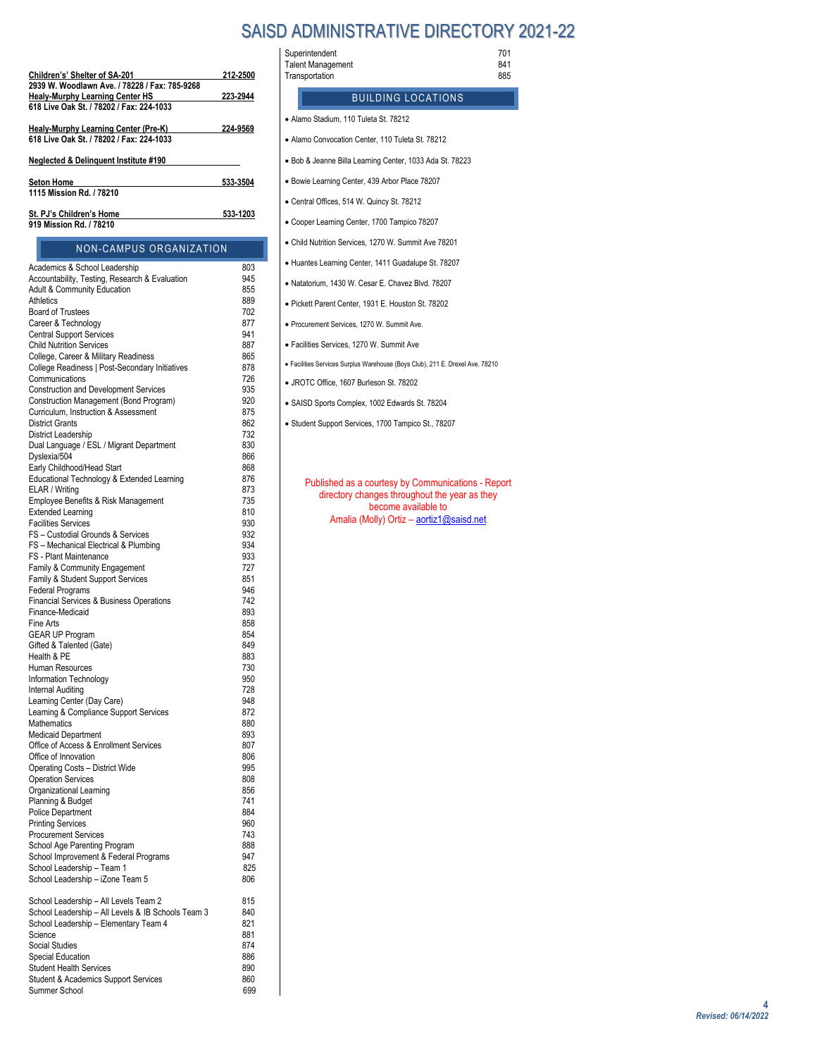# SAISD ADMINISTRATIVE DIRECTORY 2021-22

| | |
|---|---|
| **Children's' Shelter of SA-201** | **212-2500** |
| **2939 W. Woodlawn Ave. / 78228 / Fax: 785-9268** | |
| **Healy-Murphy Learning Center HS** | **223-2944** |
| **618 Live Oak St. / 78202 / Fax: 224-1033** | |
| **Healy-Murphy Learning Center (Pre-K)** | **224-9569** |
| **618 Live Oak St. / 78202 / Fax: 224-1033** | |
| **Neglected & Delinquent Institute #190** | |
| **Seton Home** | **533-3504** |
| **1115 Mission Rd. / 78210** | |
| **St. PJ's Children's Home** | **533-1203** |
| **919 Mission Rd. / 78210** | |

## NON-CAMPUS ORGANIZATION

| | |
|---|---|
| Academics & School Leadership | 803 |
| Accountability, Testing, Research & Evaluation | 945 |
| Adult & Community Education | 855 |
| Athletics | 889 |
| Board of Trustees | 702 |
| Career & Technology | 877 |
| Central Support Services | 941 |
| Child Nutrition Services | 887 |
| College, Career & Military Readiness | 865 |
| College Readiness \| Post-Secondary Initiatives | 878 |
| Communications | 726 |
| Construction and Development Services | 935 |
| Construction Management (Bond Program) | 920 |
| Curriculum, Instruction & Assessment | 875 |
| District Grants | 862 |
| District Leadership | 732 |
| Dual Language / ESL / Migrant Department | 830 |
| Dyslexia/504 | 866 |
| Early Childhood/Head Start | 868 |
| Educational Technology & Extended Learning | 876 |
| ELAR / Writing | 873 |
| Employee Benefits & Risk Management | 735 |
| Extended Learning | 810 |
| Facilities Services | 930 |
| FS – Custodial Grounds & Services | 932 |
| FS – Mechanical Electrical & Plumbing | 934 |
| FS - Plant Maintenance | 933 |
| Family & Community Engagement | 727 |
| Family & Student Support Services | 851 |
| Federal Programs | 946 |
| Financial Services & Business Operations | 742 |
| Finance-Medicaid | 893 |
| Fine Arts | 858 |
| GEAR UP Program | 854 |
| Gifted & Talented (Gate) | 849 |
| Health & PE | 883 |
| Human Resources | 730 |
| Information Technology | 950 |
| Internal Auditing | 728 |
| Learning Center (Day Care) | 948 |
| Learning & Compliance Support Services | 872 |
| Mathematics | 880 |
| Medicaid Department | 893 |
| Office of Access & Enrollment Services | 807 |
| Office of Innovation | 806 |
| Operating Costs – District Wide | 995 |
| Operation Services | 808 |
| Organizational Learning | 856 |
| Planning & Budget | 741 |
| Police Department | 884 |
| Printing Services | 960 |
| Procurement Services | 743 |
| School Age Parenting Program | 888 |
| School Improvement & Federal Programs | 947 |
| School Leadership – Team 1 | 825 |
| School Leadership – iZone Team 5 | 806 |
| School Leadership – All Levels Team 2 | 815 |
| School Leadership – All Levels & IB Schools Team 3 | 840 |
| School Leadership – Elementary Team 4 | 821 |
| Science | 881 |
| Social Studies | 874 |
| Special Education | 886 |
| Student Health Services | 890 |
| Student & Academics Support Services | 860 |
| Summer School | 699 |
| Superintendent | 701 |
| Talent Management | 841 |
| Transportation | 885 |

## BUILDING LOCATIONS

- Alamo Stadium, 110 Tuleta St. 78212
- Alamo Convocation Center, 110 Tuleta St. 78212
- Bob & Jeanne Billa Learning Center, 1033 Ada St. 78223
- Bowie Learning Center, 439 Arbor Place 78207
- Central Offices, 514 W. Quincy St. 78212
- Cooper Learning Center, 1700 Tampico 78207
- Child Nutrition Services, 1270 W. Summit Ave 78201
- Huantes Learning Center, 1411 Guadalupe St. 78207
- Natatorium, 1430 W. Cesar E. Chavez Blvd. 78207
- Pickett Parent Center, 1931 E. Houston St. 78202
- Procurement Services, 1270 W. Summit Ave.
- Facilities Services, 1270 W. Summit Ave
- Facilities Services Surplus Warehouse (Boys Club), 211 E. Drexel Ave. 78210
- JROTC Office, 1607 Burleson St. 78202
- SAISD Sports Complex, 1002 Edwards St. 78204
- Student Support Services, 1700 Tampico St., 78207

Published as a courtesy by Communications - Report directory changes throughout the year as they become available to Amalia (Molly) Ortiz – aortiz1@saisd.net

*Revised: 06/14/2022*